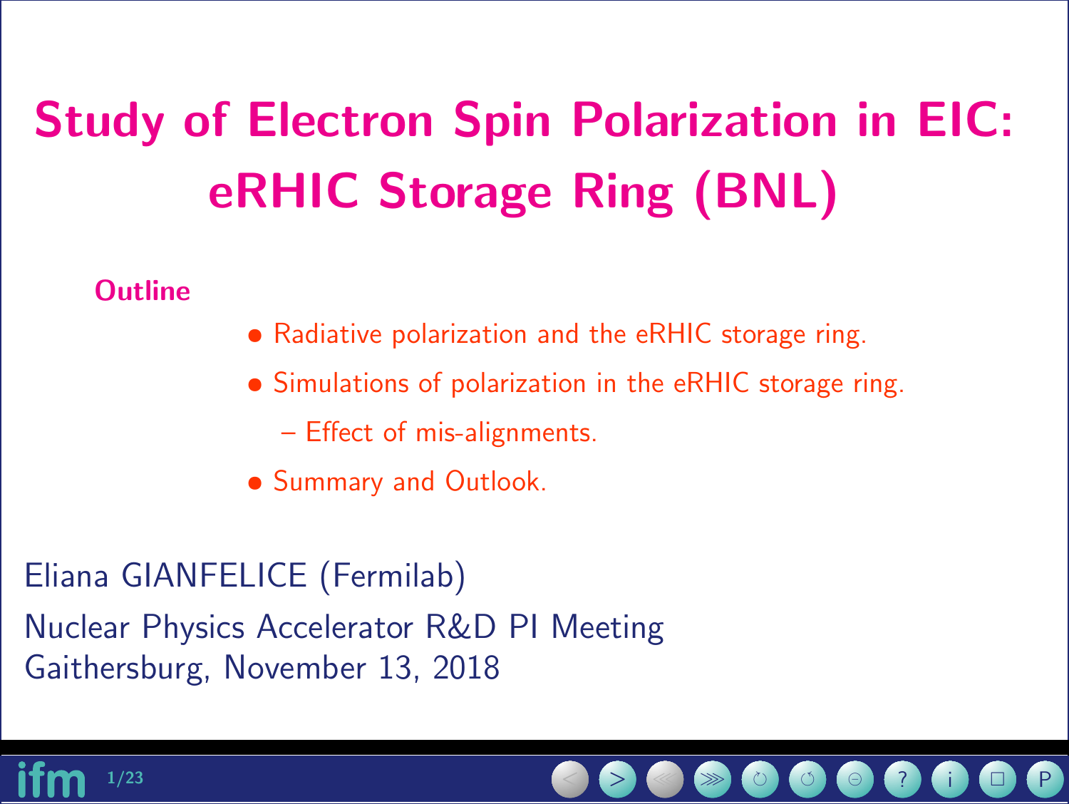# Study of Electron Spin Polarization in EIC: eRHIC Storage Ring (BNL)

**Outline**

- Radiative polarization and the eRHIC storage ring.
- Simulations of polarization in the eRHIC storage ring.
  - Effect of mis-alignments.
- Summary and Outlook.

Eliana GIANFELICE (Fermilab)

Nuclear Physics Accelerator R&D PI Meeting
Gaithersburg, November 13, 2018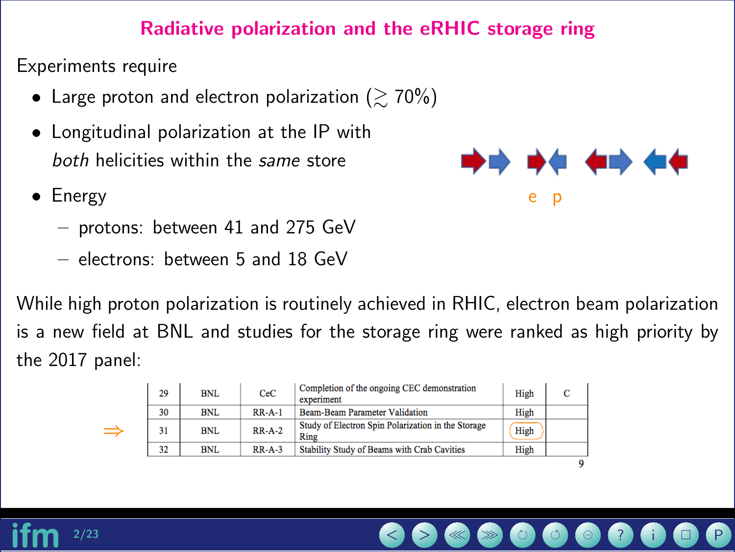# Radiative polarization and the eRHIC storage ring

Experiments require

- Large proton and electron polarization ($\gtrsim 70\%$)
- Longitudinal polarization at the IP with *both* helicities within the *same* store
- Energy
  - protons: between 41 and 275 GeV
  - electrons: between 5 and 18 GeV

e p

While high proton polarization is routinely achieved in RHIC, electron beam polarization is a new field at BNL and studies for the storage ring were ranked as high priority by the 2017 panel:

⇒

| 29 | BNL | CeC | Completion of the ongoing CEC demonstration experiment | High | C |
|---|---|---|---|---|---|
| 30 | BNL | RR-A-1 | Beam-Beam Parameter Validation | High | |
| 31 | BNL | RR-A-2 | Study of Electron Spin Polarization in the Storage Ring | High | |
| 32 | BNL | RR-A-3 | Stability Study of Beams with Crab Cavities | High | |

9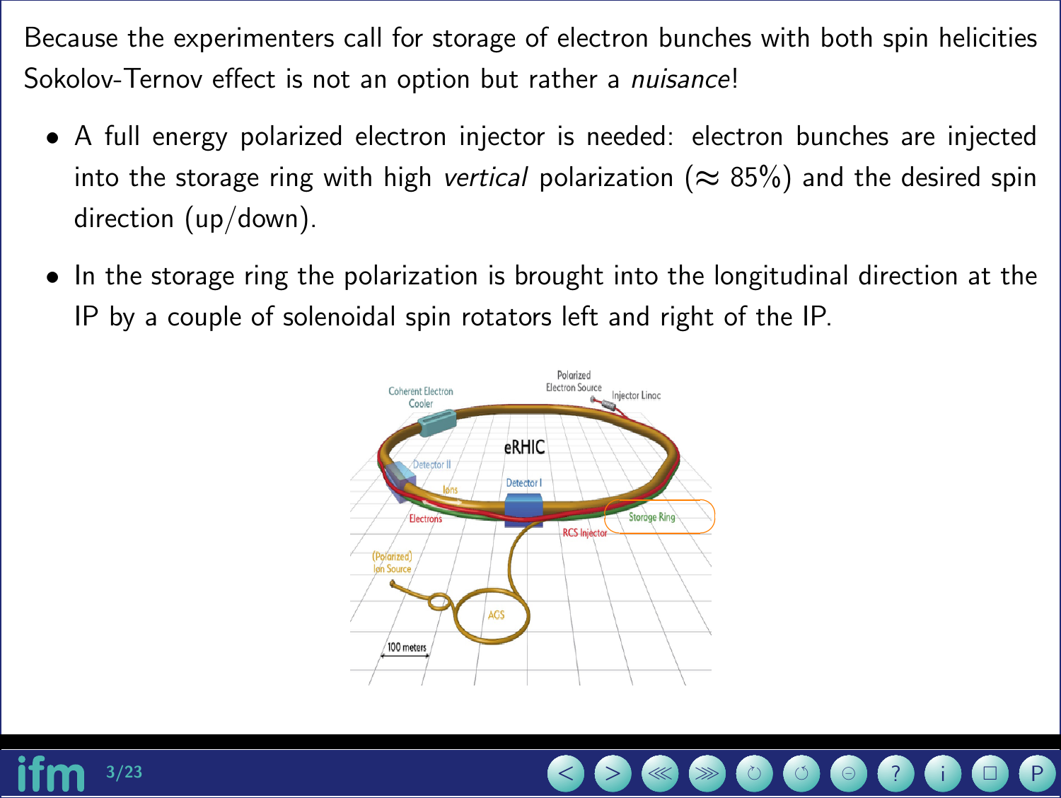Because the experimenters call for storage of electron bunches with both spin helicities Sokolov-Ternov effect is not an option but rather a *nuisance*!

- A full energy polarized electron injector is needed: electron bunches are injected into the storage ring with high *vertical* polarization ($\approx$ 85%) and the desired spin direction (up/down).
- In the storage ring the polarization is brought into the longitudinal direction at the IP by a couple of solenoidal spin rotators left and right of the IP.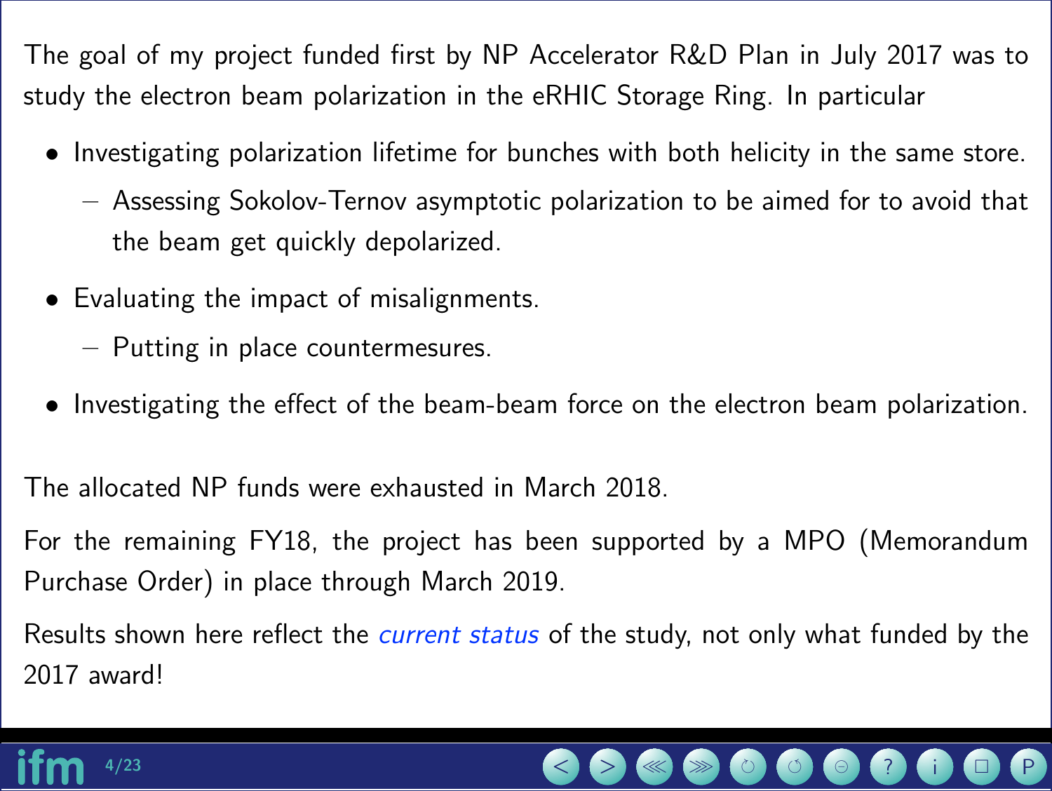The goal of my project funded first by NP Accelerator R&D Plan in July 2017 was to study the electron beam polarization in the eRHIC Storage Ring. In particular

- Investigating polarization lifetime for bunches with both helicity in the same store.
  - Assessing Sokolov-Ternov asymptotic polarization to be aimed for to avoid that the beam get quickly depolarized.
- Evaluating the impact of misalignments.
  - Putting in place countermesures.
- Investigating the effect of the beam-beam force on the electron beam polarization.

The allocated NP funds were exhausted in March 2018.

For the remaining FY18, the project has been supported by a MPO (Memorandum Purchase Order) in place through March 2019.

Results shown here reflect the *current status* of the study, not only what funded by the 2017 award!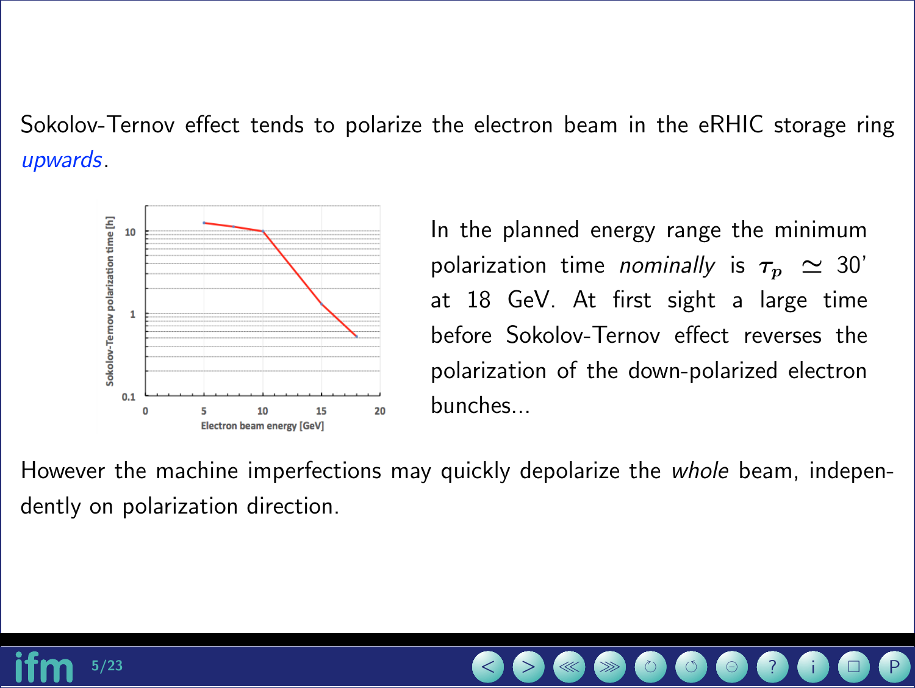Sokolov-Ternov effect tends to polarize the electron beam in the eRHIC storage ring *upwards*.

In the planned energy range the minimum polarization time *nominally* is $\tau_p \simeq 30'$ at 18 GeV. At first sight a large time before Sokolov-Ternov effect reverses the polarization of the down-polarized electron bunches...

However the machine imperfections may quickly depolarize the *whole* beam, independently on polarization direction.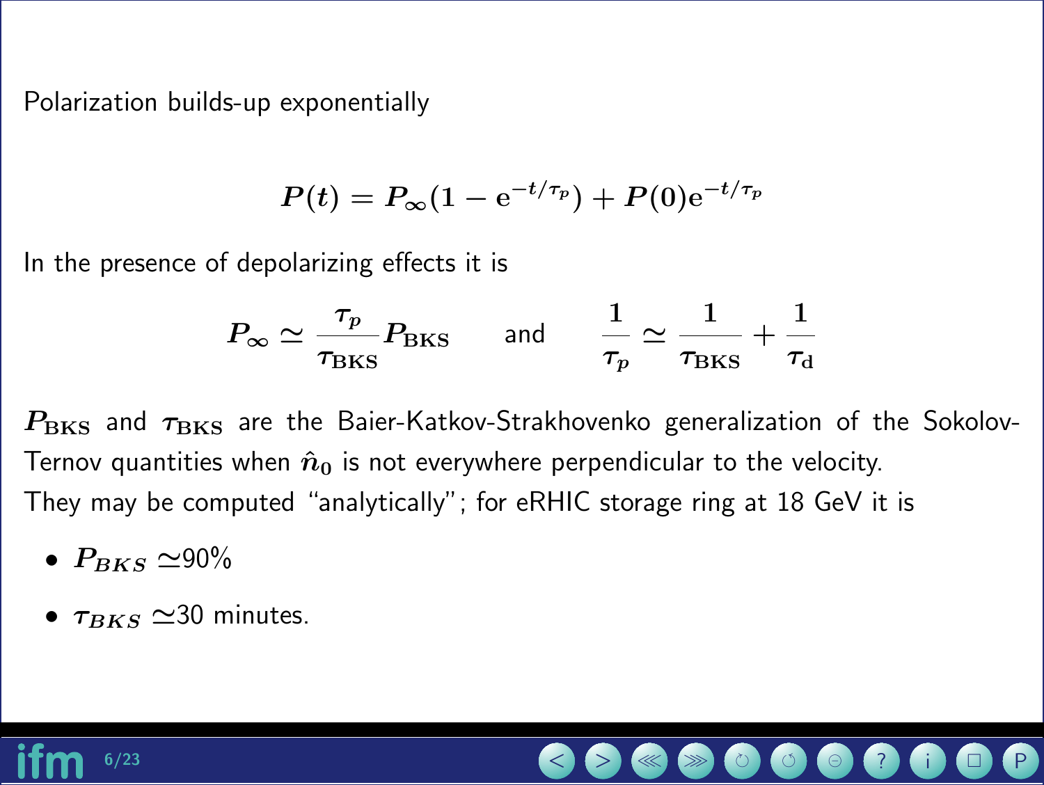Polarization builds-up exponentially

$$P(t) = P_\infty(1 - \mathrm{e}^{-t/\tau_p}) + P(0)\mathrm{e}^{-t/\tau_p}$$

In the presence of depolarizing effects it is

$$P_\infty \simeq \frac{\tau_p}{\tau_{\mathrm{BKS}}} P_{\mathrm{BKS}} \qquad \text{and} \qquad \frac{1}{\tau_p} \simeq \frac{1}{\tau_{\mathrm{BKS}}} + \frac{1}{\tau_{\mathrm{d}}}$$

$P_{\mathrm{BKS}}$ and $\tau_{\mathrm{BKS}}$ are the Baier-Katkov-Strakhovenko generalization of the Sokolov-Ternov quantities when $\hat{n}_0$ is not everywhere perpendicular to the velocity.
They may be computed "analytically"; for eRHIC storage ring at 18 GeV it is

- $P_{BKS} \simeq$90%
- $\tau_{BKS} \simeq$30 minutes.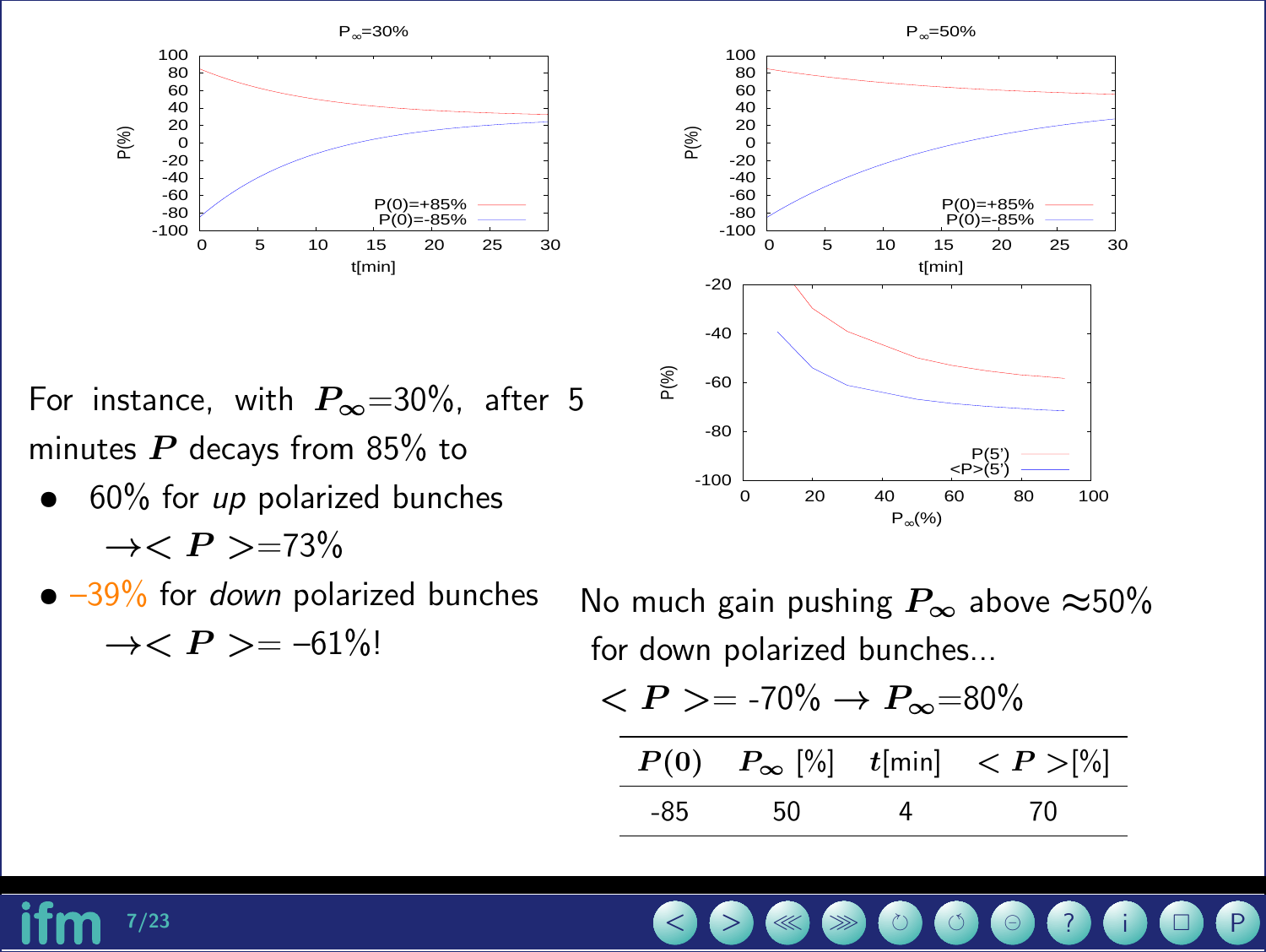For instance, with $P_\infty$=30%, after 5 minutes $P$ decays from 85% to

- 60% for *up* polarized bunches
  $\rightarrow < P >$=73%
- –39% for *down* polarized bunches
  $\rightarrow < P >$= –61%!

No much gain pushing $P_\infty$ above ≈50% for down polarized bunches...

$< P >$= -70% → $P_\infty$=80%

| $P(0)$ | $P_\infty$ [%] | $t$[min] | $< P >$[%] |
| --- | --- | --- | --- |
| -85 | 50 | 4 | 70 |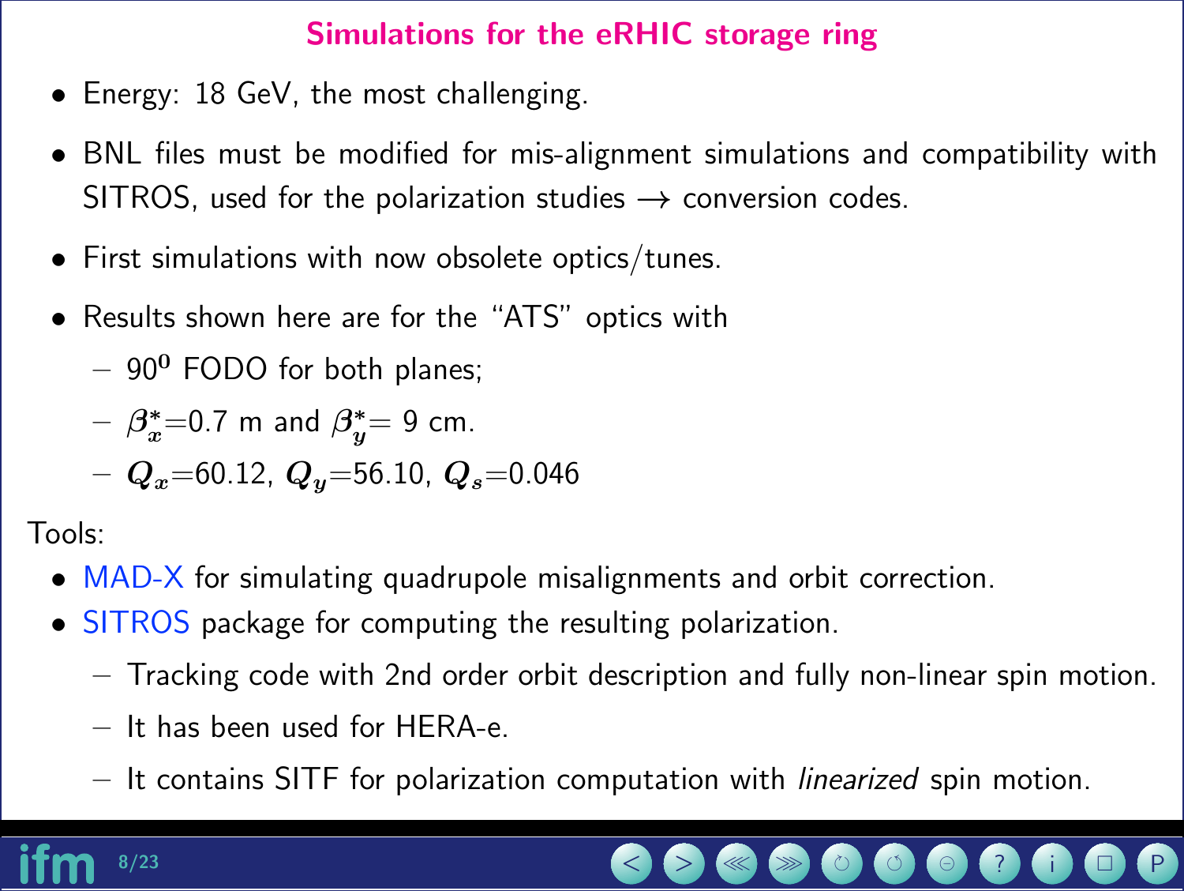# Simulations for the eRHIC storage ring

- Energy: 18 GeV, the most challenging.
- BNL files must be modified for mis-alignment simulations and compatibility with SITROS, used for the polarization studies → conversion codes.
- First simulations with now obsolete optics/tunes.
- Results shown here are for the "ATS" optics with
  - $90^{\mathbf{0}}$ FODO for both planes;
  - $\beta_x^*$=0.7 m and $\beta_y^*$= 9 cm.
  - $Q_x$=60.12, $Q_y$=56.10, $Q_s$=0.046

Tools:

- MAD-X for simulating quadrupole misalignments and orbit correction.
- SITROS package for computing the resulting polarization.
  - Tracking code with 2nd order orbit description and fully non-linear spin motion.
  - It has been used for HERA-e.
  - It contains SITF for polarization computation with *linearized* spin motion.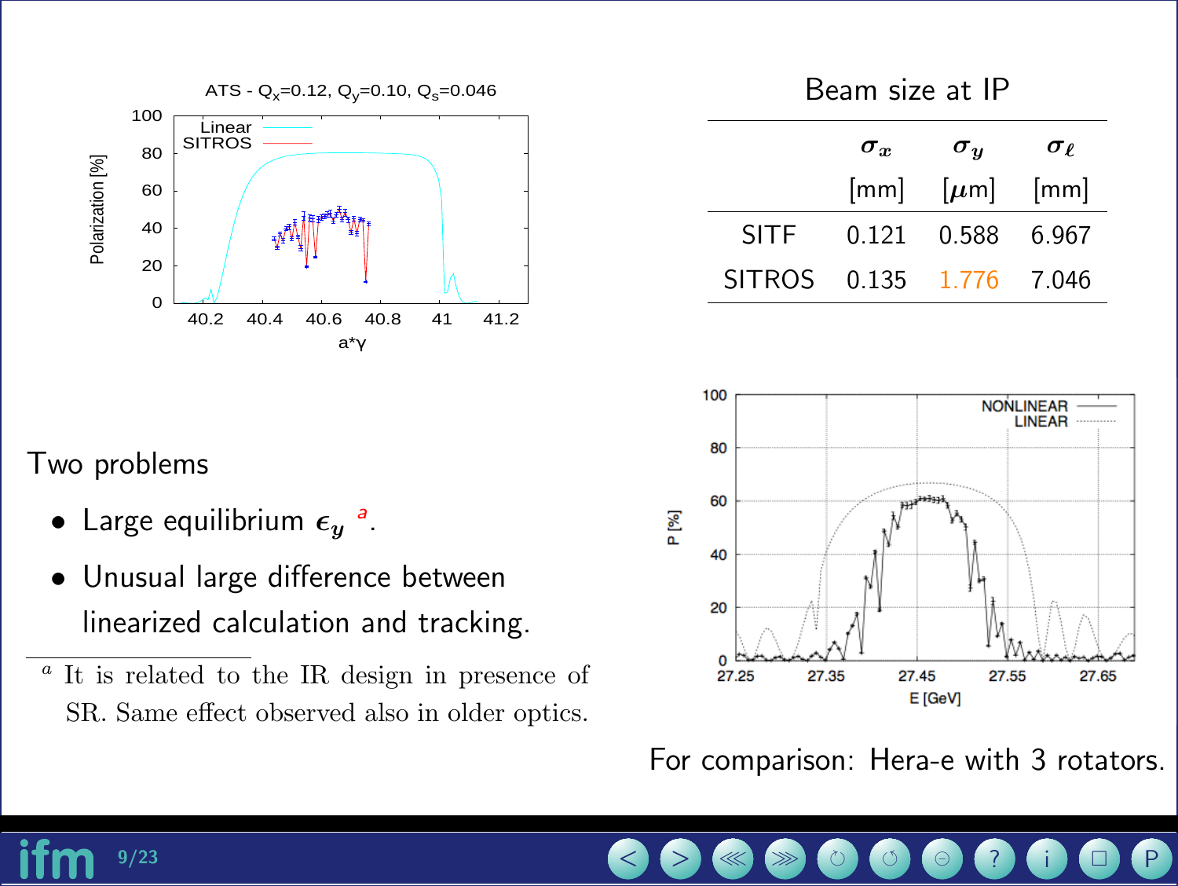## Beam size at IP

|  | $\sigma_x$ [mm] | $\sigma_y$ [$\mu$m] | $\sigma_\ell$ [mm] |
|---|---|---|---|
| SITF | 0.121 | 0.588 | 6.967 |
| SITROS | 0.135 | 1.776 | 7.046 |

Two problems

- Large equilibrium $\epsilon_y$ [a].
- Unusual large difference between linearized calculation and tracking.

[a] It is related to the IR design in presence of SR. Same effect observed also in older optics.

For comparison: Hera-e with 3 rotators.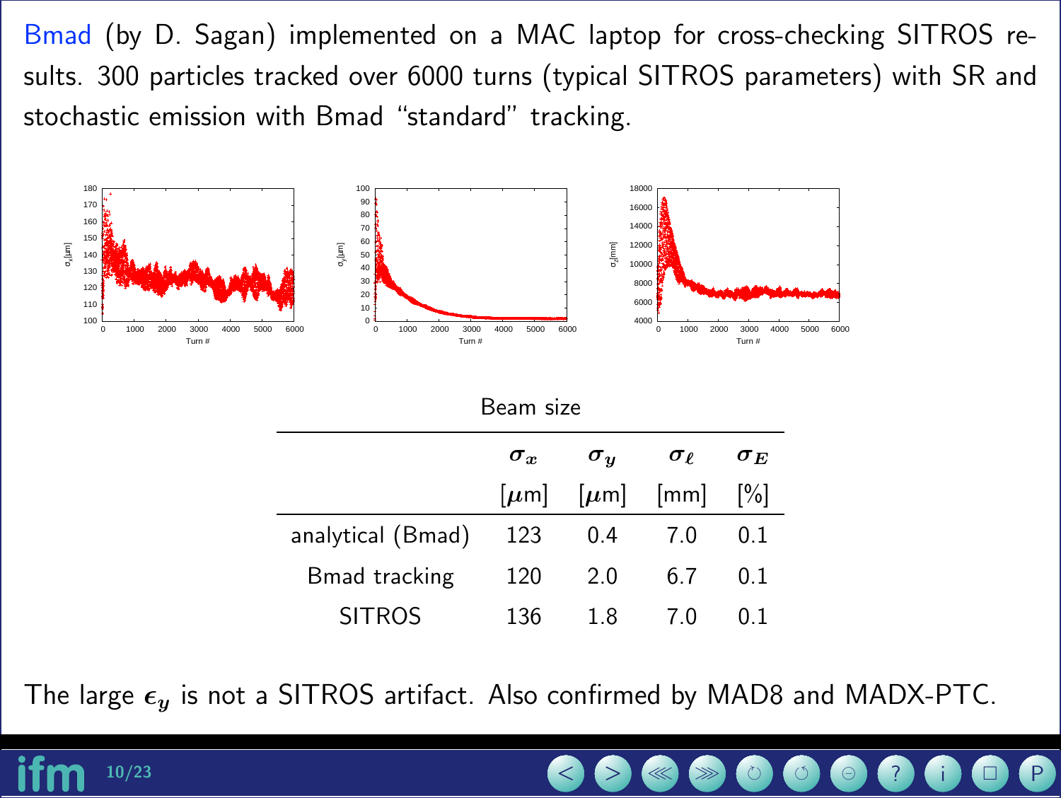Bmad (by D. Sagan) implemented on a MAC laptop for cross-checking SITROS results. 300 particles tracked over 6000 turns (typical SITROS parameters) with SR and stochastic emission with Bmad "standard" tracking.

Beam size

| | $\sigma_x$ [$\mu$m] | $\sigma_y$ [$\mu$m] | $\sigma_\ell$ [mm] | $\sigma_E$ [%] |
|---|---|---|---|---|
| analytical (Bmad) | 123 | 0.4 | 7.0 | 0.1 |
| Bmad tracking | 120 | 2.0 | 6.7 | 0.1 |
| SITROS | 136 | 1.8 | 7.0 | 0.1 |

The large $\epsilon_y$ is not a SITROS artifact. Also confirmed by MAD8 and MADX-PTC.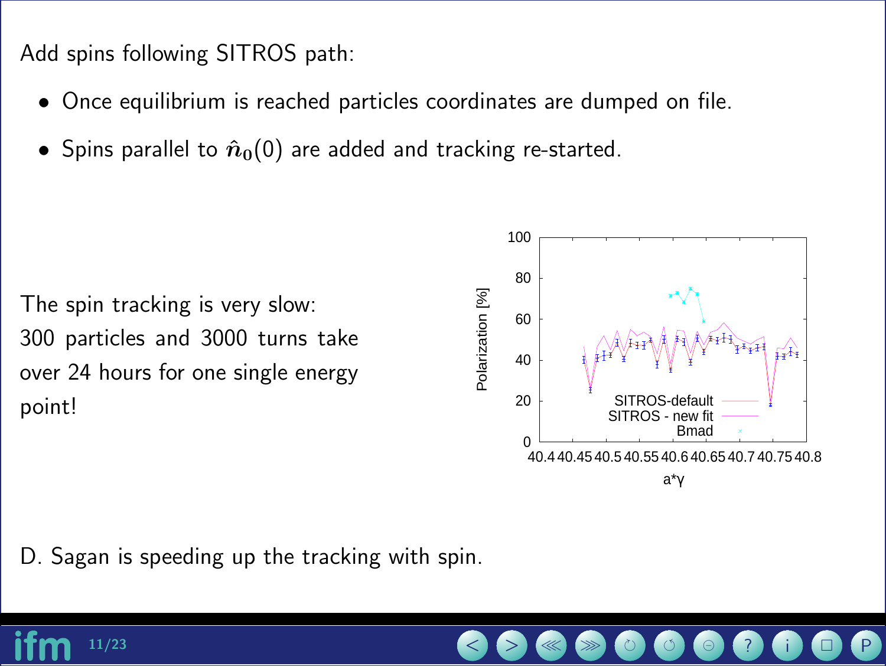Add spins following SITROS path:

- Once equilibrium is reached particles coordinates are dumped on file.
- Spins parallel to $\hat{\boldsymbol{n}}_{\mathbf{0}}(0)$ are added and tracking re-started.

The spin tracking is very slow: 300 particles and 3000 turns take over 24 hours for one single energy point!

D. Sagan is speeding up the tracking with spin.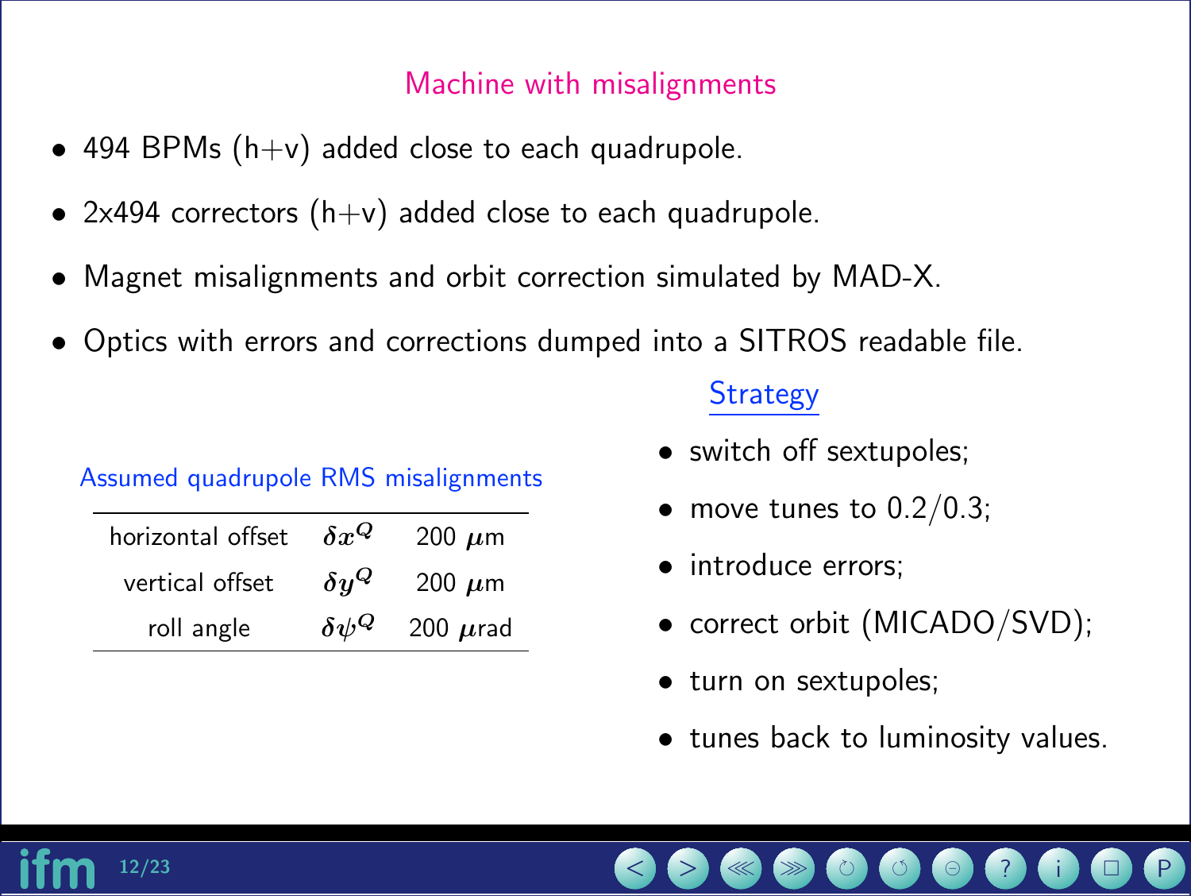## Machine with misalignments

- 494 BPMs (h+v) added close to each quadrupole.
- 2x494 correctors (h+v) added close to each quadrupole.
- Magnet misalignments and orbit correction simulated by MAD-X.
- Optics with errors and corrections dumped into a SITROS readable file.

### Assumed quadrupole RMS misalignments

| | | |
|---|---|---|
| horizontal offset | $\delta x^Q$ | 200 $\mu$m |
| vertical offset | $\delta y^Q$ | 200 $\mu$m |
| roll angle | $\delta \psi^Q$ | 200 $\mu$rad |

### Strategy

- switch off sextupoles;
- move tunes to 0.2/0.3;
- introduce errors;
- correct orbit (MICADO/SVD);
- turn on sextupoles;
- tunes back to luminosity values.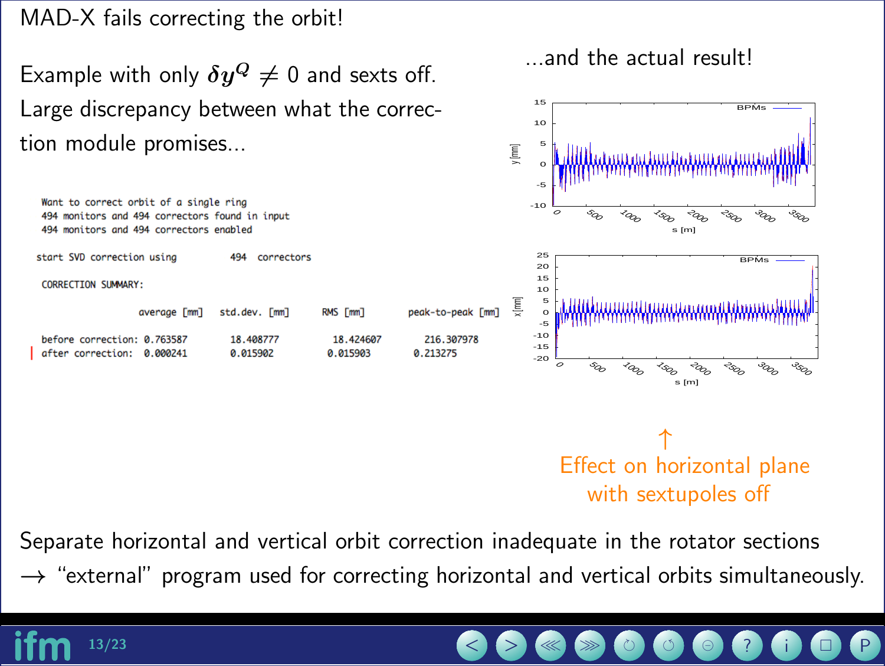# MAD-X fails correcting the orbit!

Example with only $\delta y^Q \neq 0$ and sexts off.
Large discrepancy between what the correction module promises...

```
Want to correct orbit of a single ring
494 monitors and 494 correctors found in input
494 monitors and 494 correctors enabled

start SVD correction using        494  correctors

CORRECTION SUMMARY:

                  average [mm]   std.dev. [mm]     RMS [mm]      peak-to-peak [mm]

before correction: 0.763587       18.408777        18.424607      216.307978
after correction:  0.000241        0.015902         0.015903        0.213275
```

...and the actual result!

↑
Effect on horizontal plane with sextupoles off

Separate horizontal and vertical orbit correction inadequate in the rotator sections
→ "external" program used for correcting horizontal and vertical orbits simultaneously.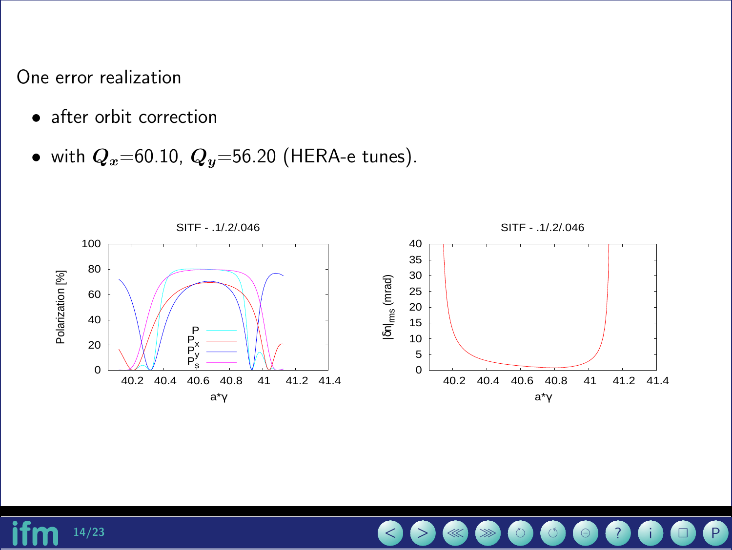One error realization

- after orbit correction
- with $\boldsymbol{Q_x}$=60.10, $\boldsymbol{Q_y}$=56.20 (HERA-e tunes).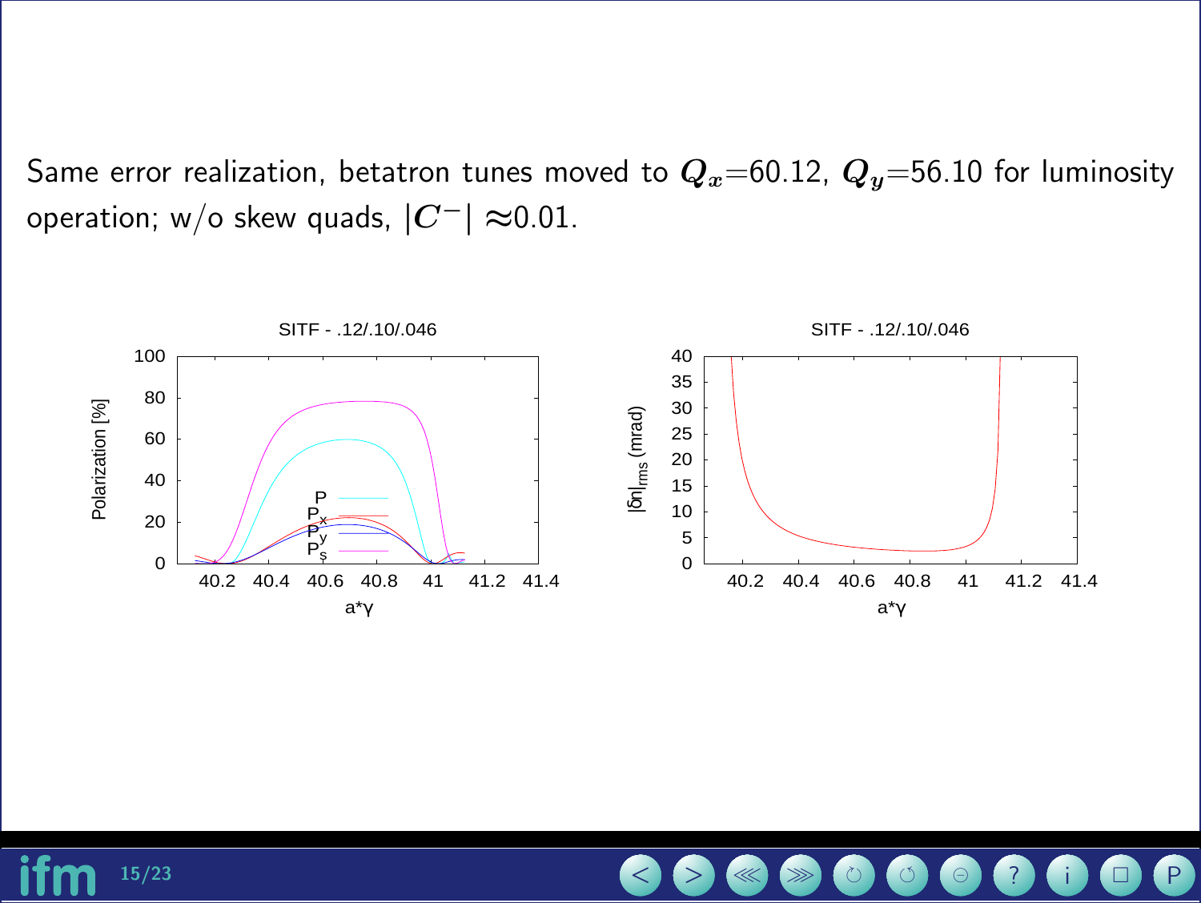Same error realization, betatron tunes moved to $Q_x$=60.12, $Q_y$=56.10 for luminosity operation; w/o skew quads, $|C^-| \approx$0.01.

SITF - .12/.10/.046

SITF - .12/.10/.046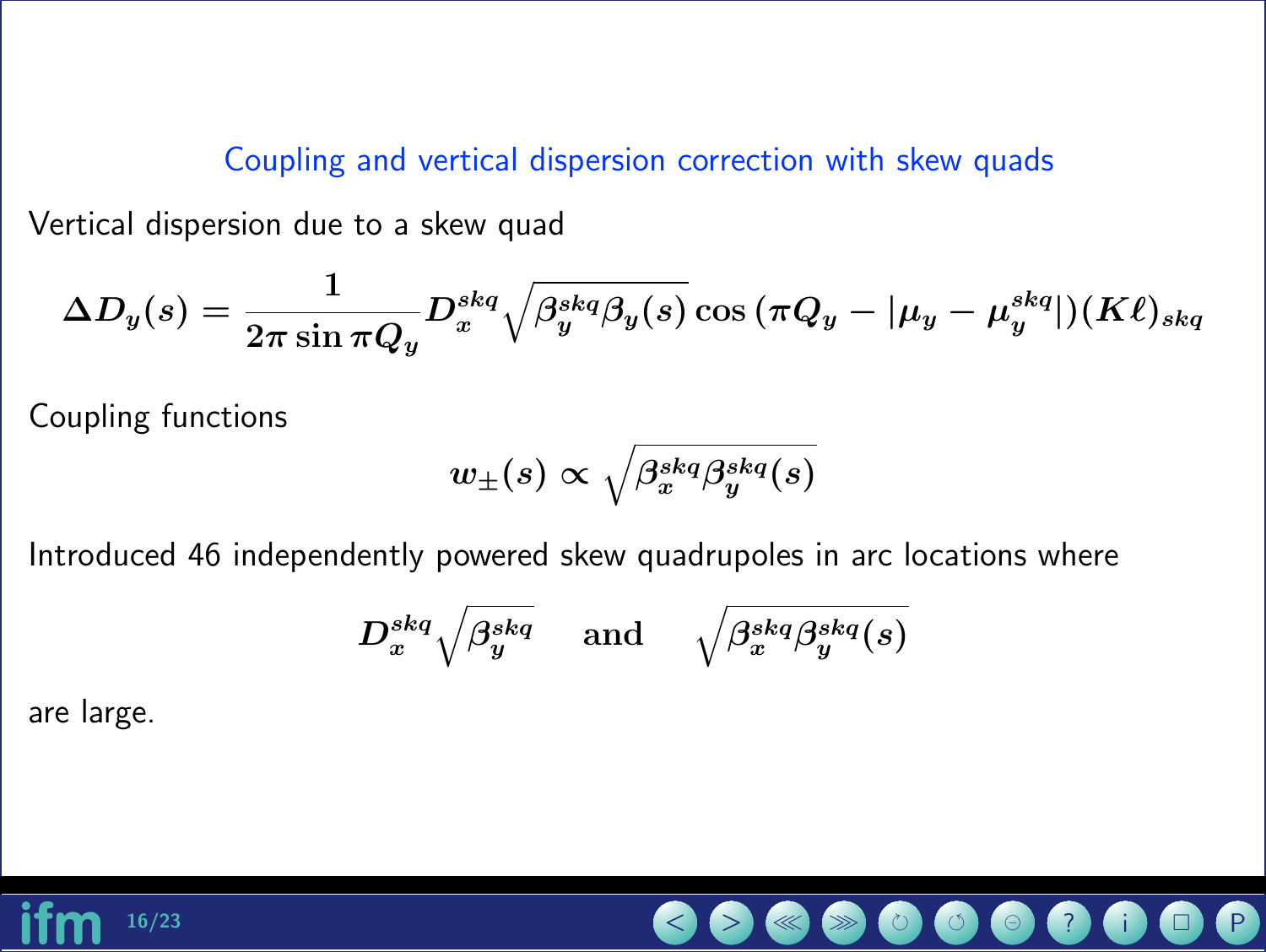## Coupling and vertical dispersion correction with skew quads

Vertical dispersion due to a skew quad

$$\Delta D_y(s) = \frac{1}{2\pi \sin \pi Q_y} D_x^{skq} \sqrt{\beta_y^{skq} \beta_y(s)} \cos\left(\pi Q_y - |\mu_y - \mu_y^{skq}|\right)(K\ell)_{skq}$$

Coupling functions

$$w_\pm(s) \propto \sqrt{\beta_x^{skq} \beta_y^{skq}(s)}$$

Introduced 46 independently powered skew quadrupoles in arc locations where

$$D_x^{skq} \sqrt{\beta_y^{skq}} \quad \text{and} \quad \sqrt{\beta_x^{skq} \beta_y^{skq}(s)}$$

are large.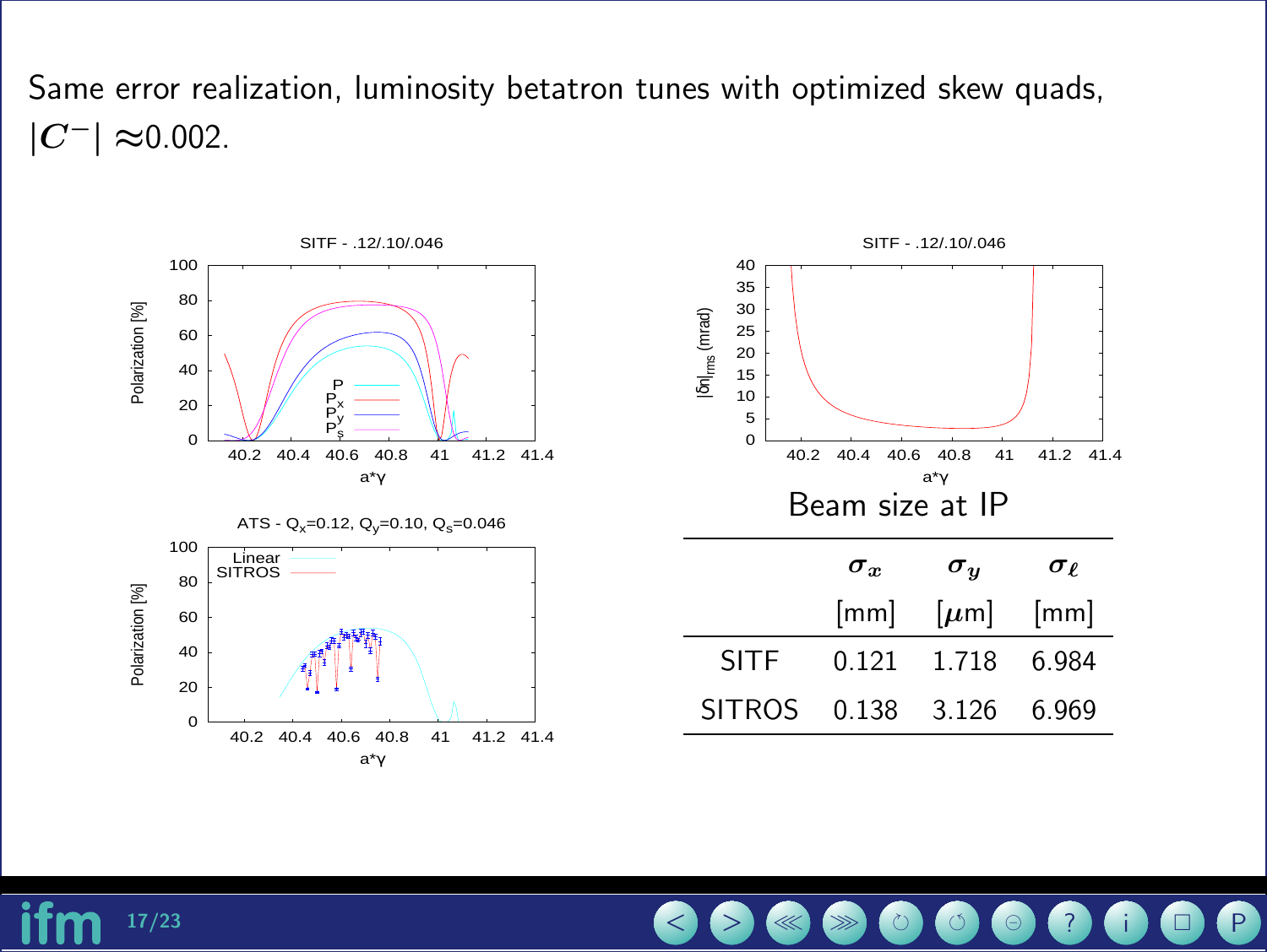Same error realization, luminosity betatron tunes with optimized skew quads, $|C^-| \approx$0.002.

Beam size at IP

| | $\sigma_x$ [mm] | $\sigma_y$ [$\mu$m] | $\sigma_\ell$ [mm] |
|---|---|---|---|
| SITF | 0.121 | 1.718 | 6.984 |
| SITROS | 0.138 | 3.126 | 6.969 |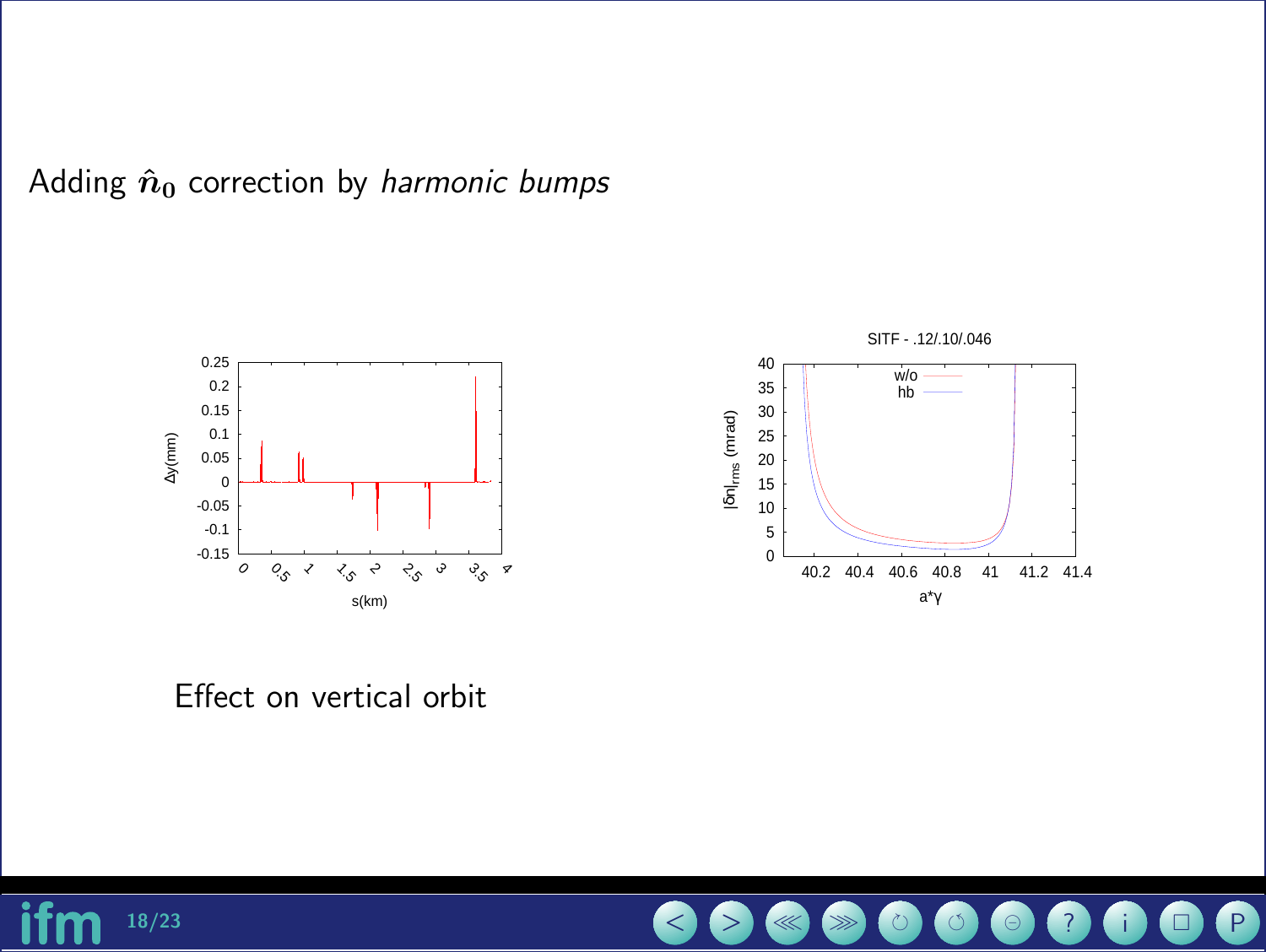Adding $\hat{\boldsymbol{n}}_0$ correction by *harmonic bumps*

Effect on vertical orbit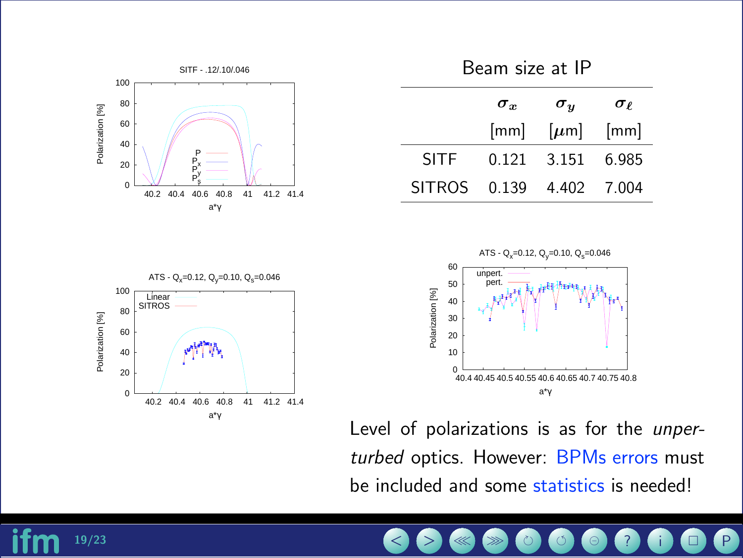## Beam size at IP

| | $\sigma_x$ [mm] | $\sigma_y$ [$\mu$m] | $\sigma_\ell$ [mm] |
|---|---|---|---|
| SITF | 0.121 | 3.151 | 6.985 |
| SITROS | 0.139 | 4.402 | 7.004 |

Level of polarizations is as for the *unperturbed* optics. However: BPMs errors must be included and some statistics is needed!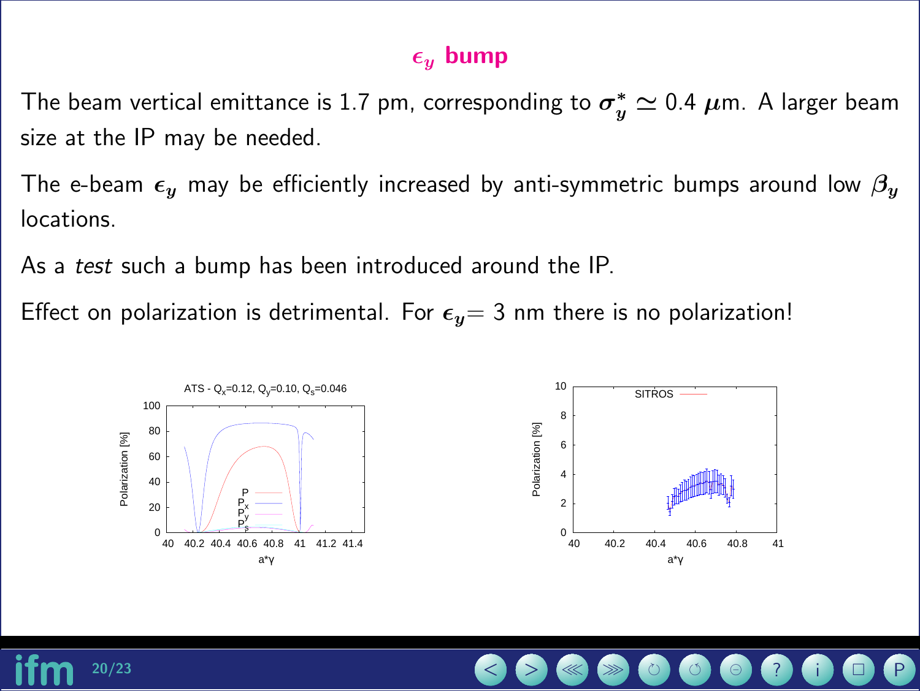# $\epsilon_y$ bump

The beam vertical emittance is 1.7 pm, corresponding to $\sigma_y^* \simeq 0.4\ \mu$m. A larger beam size at the IP may be needed.

The e-beam $\epsilon_y$ may be efficiently increased by anti-symmetric bumps around low $\beta_y$ locations.

As a *test* such a bump has been introduced around the IP.

Effect on polarization is detrimental. For $\epsilon_y$= 3 nm there is no polarization!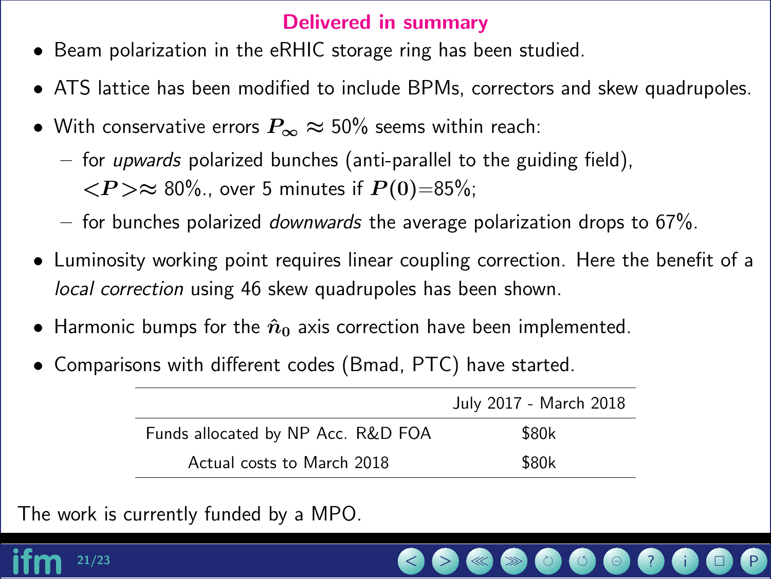# Delivered in summary

- Beam polarization in the eRHIC storage ring has been studied.
- ATS lattice has been modified to include BPMs, correctors and skew quadrupoles.
- With conservative errors $P_\infty \approx$ 50% seems within reach:
  - for *upwards* polarized bunches (anti-parallel to the guiding field), $<P>\approx$ 80%., over 5 minutes if $P(0)$=85%;
  - for bunches polarized *downwards* the average polarization drops to 67%.
- Luminosity working point requires linear coupling correction. Here the benefit of a *local correction* using 46 skew quadrupoles has been shown.
- Harmonic bumps for the $\hat{n}_0$ axis correction have been implemented.
- Comparisons with different codes (Bmad, PTC) have started.

| | July 2017 - March 2018 |
|---|---|
| Funds allocated by NP Acc. R&D FOA | $80k |
| Actual costs to March 2018 | $80k |

The work is currently funded by a MPO.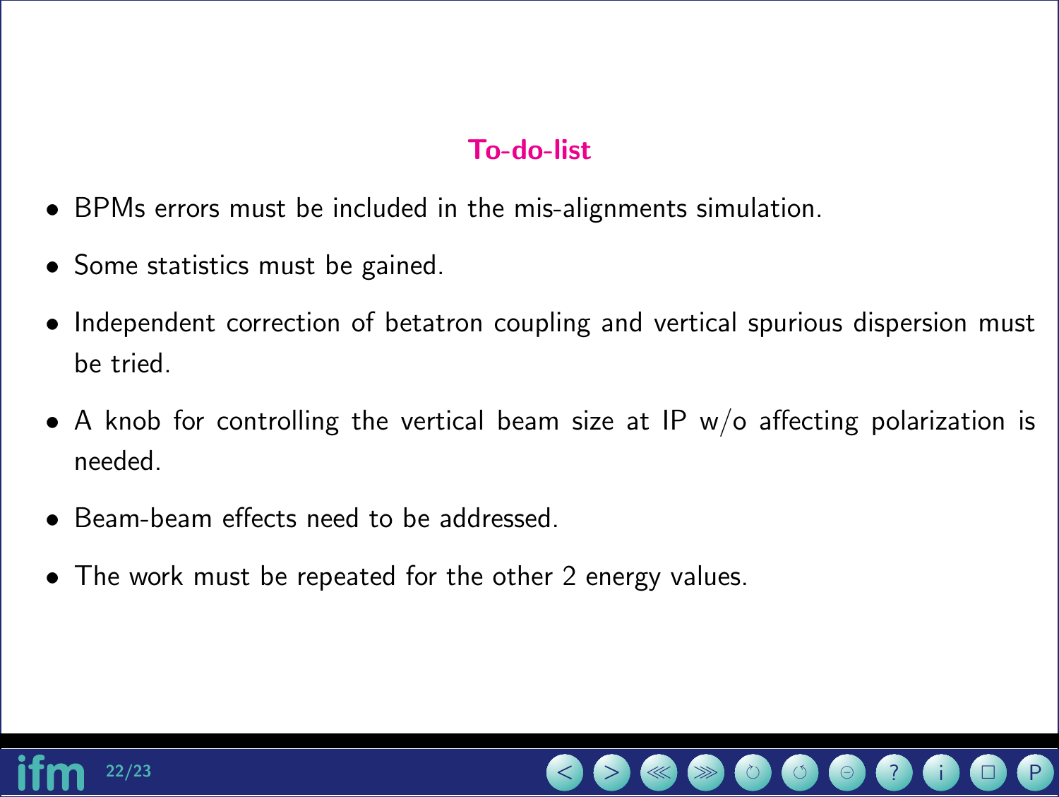## To-do-list

- BPMs errors must be included in the mis-alignments simulation.
- Some statistics must be gained.
- Independent correction of betatron coupling and vertical spurious dispersion must be tried.
- A knob for controlling the vertical beam size at IP w/o affecting polarization is needed.
- Beam-beam effects need to be addressed.
- The work must be repeated for the other 2 energy values.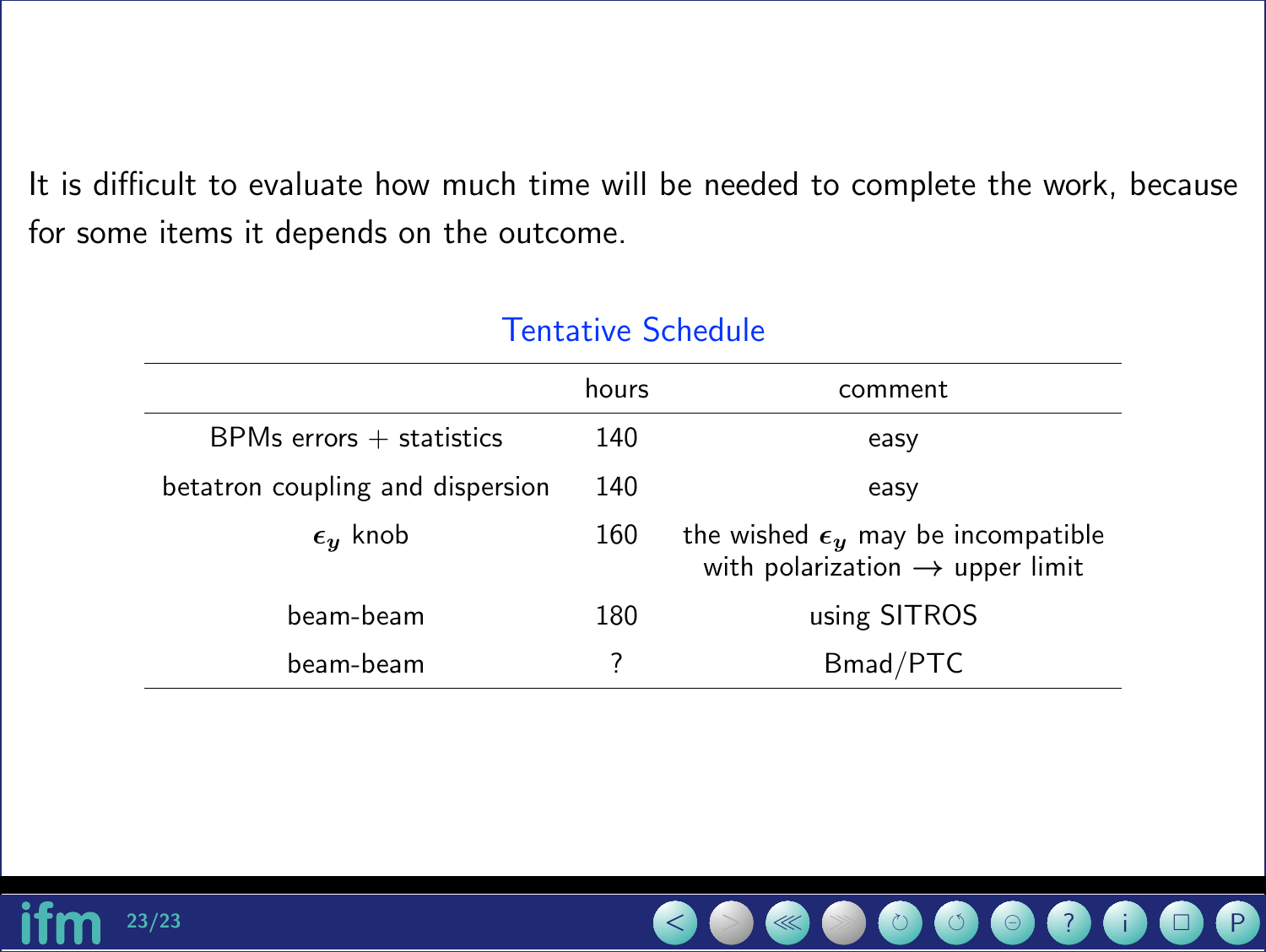It is difficult to evaluate how much time will be needed to complete the work, because for some items it depends on the outcome.

### Tentative Schedule

| | hours | comment |
|---|---|---|
| BPMs errors + statistics | 140 | easy |
| betatron coupling and dispersion | 140 | easy |
| $\epsilon_y$ knob | 160 | the wished $\epsilon_y$ may be incompatible with polarization $\rightarrow$ upper limit |
| beam-beam | 180 | using SITROS |
| beam-beam | ? | Bmad/PTC |